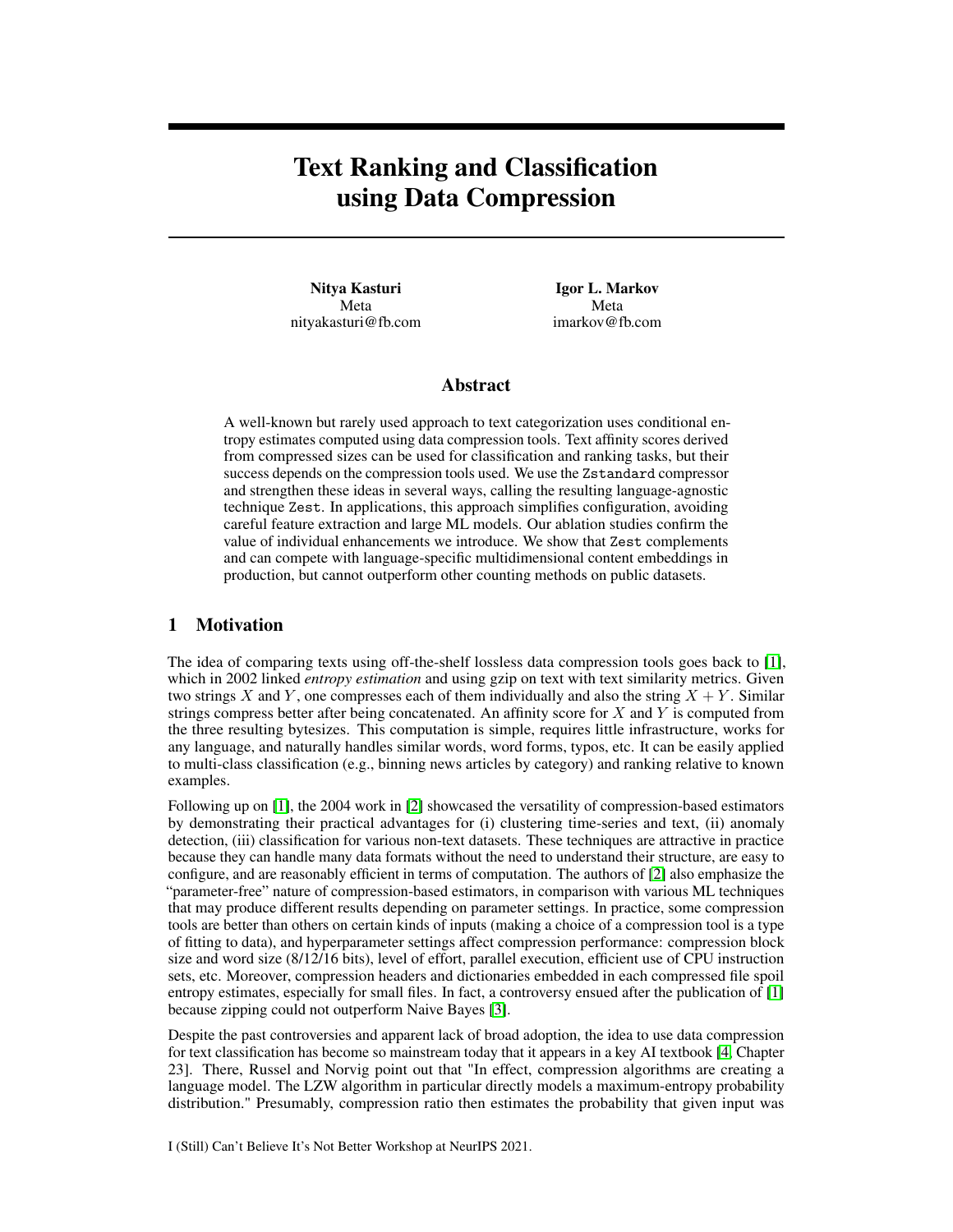# Text Ranking and Classification using Data Compression

**Nitya Kasturi**
Meta
nityakasturi@fb.com

**Igor L. Markov**
Meta
imarkov@fb.com

## Abstract

A well-known but rarely used approach to text categorization uses conditional entropy estimates computed using data compression tools. Text affinity scores derived from compressed sizes can be used for classification and ranking tasks, but their success depends on the compression tools used. We use the `Zstandard` compressor and strengthen these ideas in several ways, calling the resulting language-agnostic technique `Zest`. In applications, this approach simplifies configuration, avoiding careful feature extraction and large ML models. Our ablation studies confirm the value of individual enhancements we introduce. We show that `Zest` complements and can compete with language-specific multidimensional content embeddings in production, but cannot outperform other counting methods on public datasets.

## 1 Motivation

The idea of comparing texts using off-the-shelf lossless data compression tools goes back to [1], which in 2002 linked *entropy estimation* and using gzip on text with text similarity metrics. Given two strings $X$ and $Y$, one compresses each of them individually and also the string $X + Y$. Similar strings compress better after being concatenated. An affinity score for $X$ and $Y$ is computed from the three resulting bytesizes. This computation is simple, requires little infrastructure, works for any language, and naturally handles similar words, word forms, typos, etc. It can be easily applied to multi-class classification (e.g., binning news articles by category) and ranking relative to known examples.

Following up on [1], the 2004 work in [2] showcased the versatility of compression-based estimators by demonstrating their practical advantages for (i) clustering time-series and text, (ii) anomaly detection, (iii) classification for various non-text datasets. These techniques are attractive in practice because they can handle many data formats without the need to understand their structure, are easy to configure, and are reasonably efficient in terms of computation. The authors of [2] also emphasize the "parameter-free" nature of compression-based estimators, in comparison with various ML techniques that may produce different results depending on parameter settings. In practice, some compression tools are better than others on certain kinds of inputs (making a choice of a compression tool is a type of fitting to data), and hyperparameter settings affect compression performance: compression block size and word size (8/12/16 bits), level of effort, parallel execution, efficient use of CPU instruction sets, etc. Moreover, compression headers and dictionaries embedded in each compressed file spoil entropy estimates, especially for small files. In fact, a controversy ensued after the publication of [1] because zipping could not outperform Naive Bayes [3].

Despite the past controversies and apparent lack of broad adoption, the idea to use data compression for text classification has become so mainstream today that it appears in a key AI textbook [4, Chapter 23]. There, Russel and Norvig point out that "In effect, compression algorithms are creating a language model. The LZW algorithm in particular directly models a maximum-entropy probability distribution." Presumably, compression ratio then estimates the probability that given input was

I (Still) Can't Believe It's Not Better Workshop at NeurIPS 2021.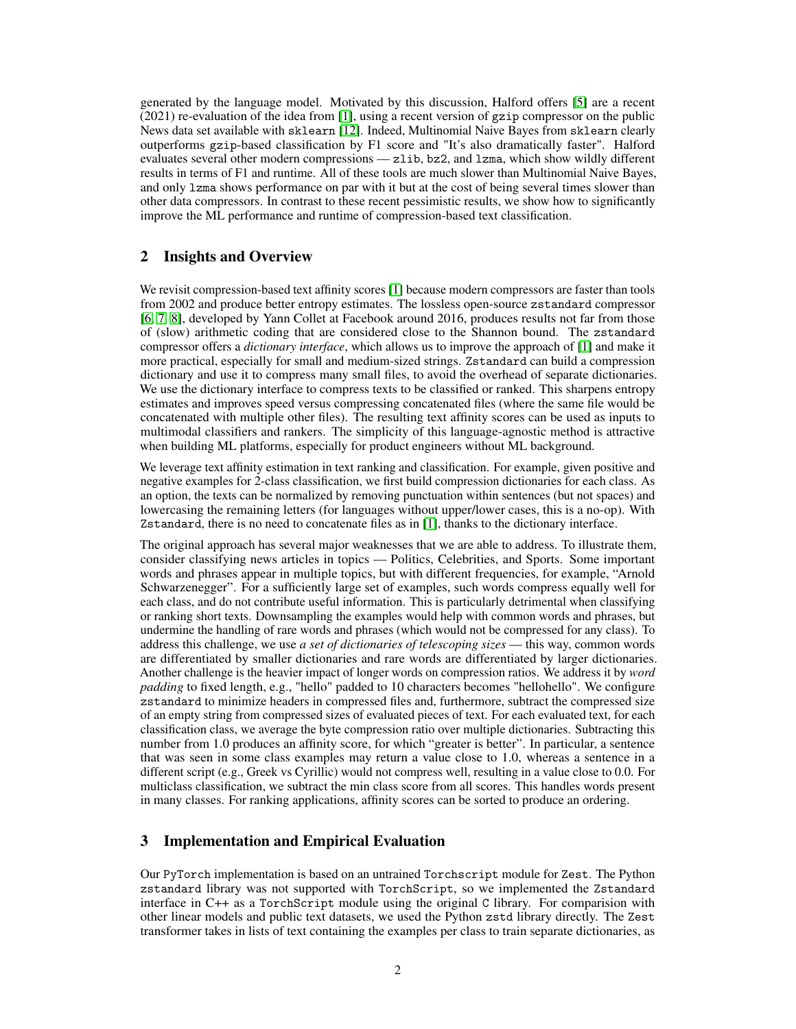generated by the language model. Motivated by this discussion, Halford offers [5] are a recent (2021) re-evaluation of the idea from [1], using a recent version of gzip compressor on the public News data set available with sklearn [12]. Indeed, Multinomial Naive Bayes from sklearn clearly outperforms gzip-based classification by F1 score and "It's also dramatically faster". Halford evaluates several other modern compressions — zlib, bz2, and lzma, which show wildly different results in terms of F1 and runtime. All of these tools are much slower than Multinomial Naive Bayes, and only lzma shows performance on par with it but at the cost of being several times slower than other data compressors. In contrast to these recent pessimistic results, we show how to significantly improve the ML performance and runtime of compression-based text classification.

## 2 Insights and Overview

We revisit compression-based text affinity scores [1] because modern compressors are faster than tools from 2002 and produce better entropy estimates. The lossless open-source zstandard compressor [6, 7, 8], developed by Yann Collet at Facebook around 2016, produces results not far from those of (slow) arithmetic coding that are considered close to the Shannon bound. The zstandard compressor offers a *dictionary interface*, which allows us to improve the approach of [1] and make it more practical, especially for small and medium-sized strings. Zstandard can build a compression dictionary and use it to compress many small files, to avoid the overhead of separate dictionaries. We use the dictionary interface to compress texts to be classified or ranked. This sharpens entropy estimates and improves speed versus compressing concatenated files (where the same file would be concatenated with multiple other files). The resulting text affinity scores can be used as inputs to multimodal classifiers and rankers. The simplicity of this language-agnostic method is attractive when building ML platforms, especially for product engineers without ML background.

We leverage text affinity estimation in text ranking and classification. For example, given positive and negative examples for 2-class classification, we first build compression dictionaries for each class. As an option, the texts can be normalized by removing punctuation within sentences (but not spaces) and lowercasing the remaining letters (for languages without upper/lower cases, this is a no-op). With Zstandard, there is no need to concatenate files as in [1], thanks to the dictionary interface.

The original approach has several major weaknesses that we are able to address. To illustrate them, consider classifying news articles in topics — Politics, Celebrities, and Sports. Some important words and phrases appear in multiple topics, but with different frequencies, for example, "Arnold Schwarzenegger". For a sufficiently large set of examples, such words compress equally well for each class, and do not contribute useful information. This is particularly detrimental when classifying or ranking short texts. Downsampling the examples would help with common words and phrases, but undermine the handling of rare words and phrases (which would not be compressed for any class). To address this challenge, we use *a set of dictionaries of telescoping sizes* — this way, common words are differentiated by smaller dictionaries and rare words are differentiated by larger dictionaries. Another challenge is the heavier impact of longer words on compression ratios. We address it by *word padding* to fixed length, e.g., "hello" padded to 10 characters becomes "hellohello". We configure zstandard to minimize headers in compressed files and, furthermore, subtract the compressed size of an empty string from compressed sizes of evaluated pieces of text. For each evaluated text, for each classification class, we average the byte compression ratio over multiple dictionaries. Subtracting this number from 1.0 produces an affinity score, for which "greater is better". In particular, a sentence that was seen in some class examples may return a value close to 1.0, whereas a sentence in a different script (e.g., Greek vs Cyrillic) would not compress well, resulting in a value close to 0.0. For multiclass classification, we subtract the min class score from all scores. This handles words present in many classes. For ranking applications, affinity scores can be sorted to produce an ordering.

## 3 Implementation and Empirical Evaluation

Our PyTorch implementation is based on an untrained Torchscript module for Zest. The Python zstandard library was not supported with TorchScript, so we implemented the Zstandard interface in C++ as a TorchScript module using the original C library. For comparision with other linear models and public text datasets, we used the Python zstd library directly. The Zest transformer takes in lists of text containing the examples per class to train separate dictionaries, as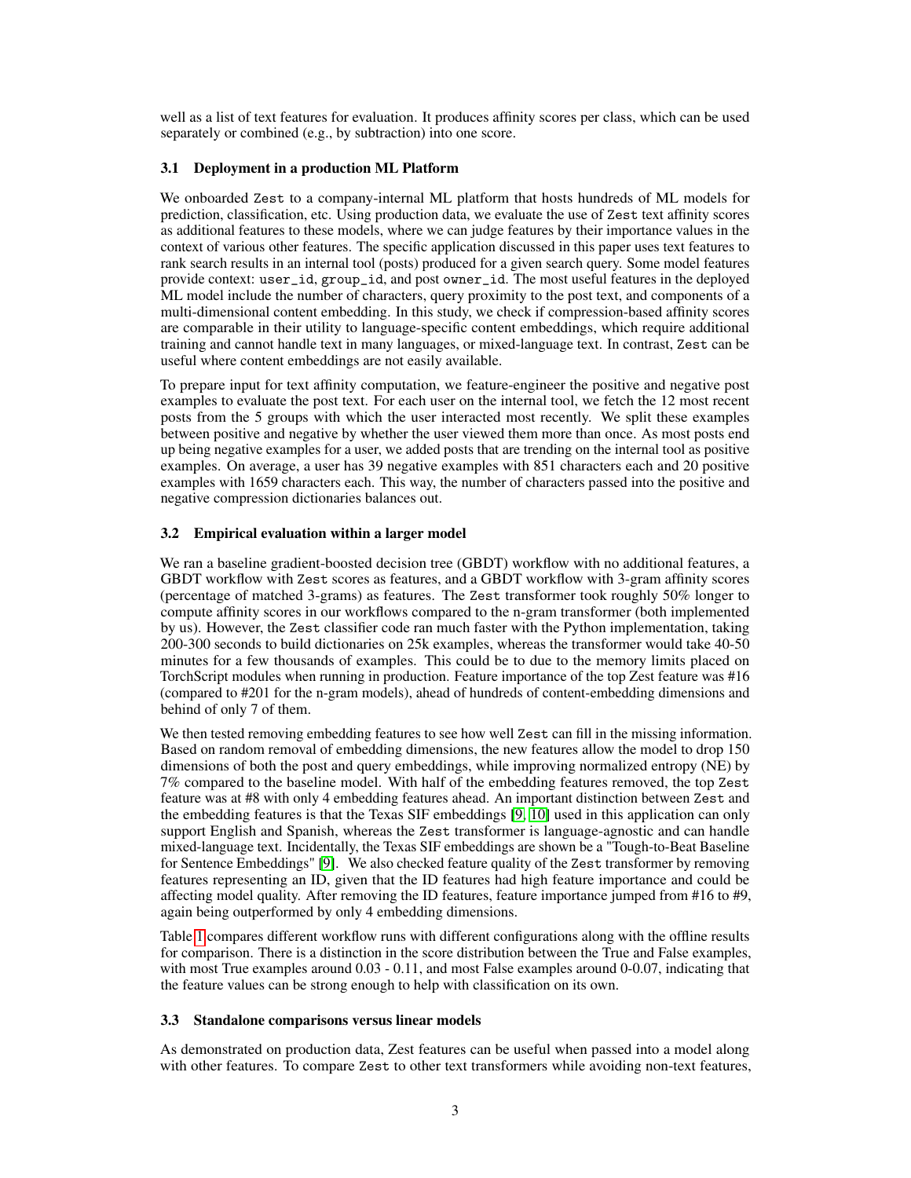well as a list of text features for evaluation. It produces affinity scores per class, which can be used separately or combined (e.g., by subtraction) into one score.

### 3.1 Deployment in a production ML Platform

We onboarded `Zest` to a company-internal ML platform that hosts hundreds of ML models for prediction, classification, etc. Using production data, we evaluate the use of `Zest` text affinity scores as additional features to these models, where we can judge features by their importance values in the context of various other features. The specific application discussed in this paper uses text features to rank search results in an internal tool (posts) produced for a given search query. Some model features provide context: `user_id`, `group_id`, and post `owner_id`. The most useful features in the deployed ML model include the number of characters, query proximity to the post text, and components of a multi-dimensional content embedding. In this study, we check if compression-based affinity scores are comparable in their utility to language-specific content embeddings, which require additional training and cannot handle text in many languages, or mixed-language text. In contrast, `Zest` can be useful where content embeddings are not easily available.

To prepare input for text affinity computation, we feature-engineer the positive and negative post examples to evaluate the post text. For each user on the internal tool, we fetch the 12 most recent posts from the 5 groups with which the user interacted most recently. We split these examples between positive and negative by whether the user viewed them more than once. As most posts end up being negative examples for a user, we added posts that are trending on the internal tool as positive examples. On average, a user has 39 negative examples with 851 characters each and 20 positive examples with 1659 characters each. This way, the number of characters passed into the positive and negative compression dictionaries balances out.

### 3.2 Empirical evaluation within a larger model

We ran a baseline gradient-boosted decision tree (GBDT) workflow with no additional features, a GBDT workflow with `Zest` scores as features, and a GBDT workflow with 3-gram affinity scores (percentage of matched 3-grams) as features. The `Zest` transformer took roughly 50% longer to compute affinity scores in our workflows compared to the n-gram transformer (both implemented by us). However, the `Zest` classifier code ran much faster with the Python implementation, taking 200-300 seconds to build dictionaries on 25k examples, whereas the transformer would take 40-50 minutes for a few thousands of examples. This could be to due to the memory limits placed on TorchScript modules when running in production. Feature importance of the top Zest feature was #16 (compared to #201 for the n-gram models), ahead of hundreds of content-embedding dimensions and behind of only 7 of them.

We then tested removing embedding features to see how well `Zest` can fill in the missing information. Based on random removal of embedding dimensions, the new features allow the model to drop 150 dimensions of both the post and query embeddings, while improving normalized entropy (NE) by 7% compared to the baseline model. With half of the embedding features removed, the top `Zest` feature was at #8 with only 4 embedding features ahead. An important distinction between `Zest` and the embedding features is that the Texas SIF embeddings [9, 10] used in this application can only support English and Spanish, whereas the `Zest` transformer is language-agnostic and can handle mixed-language text. Incidentally, the Texas SIF embeddings are shown be a "Tough-to-Beat Baseline for Sentence Embeddings" [9]. We also checked feature quality of the `Zest` transformer by removing features representing an ID, given that the ID features had high feature importance and could be affecting model quality. After removing the ID features, feature importance jumped from #16 to #9, again being outperformed by only 4 embedding dimensions.

Table 1 compares different workflow runs with different configurations along with the offline results for comparison. There is a distinction in the score distribution between the True and False examples, with most True examples around 0.03 - 0.11, and most False examples around 0-0.07, indicating that the feature values can be strong enough to help with classification on its own.

### 3.3 Standalone comparisons versus linear models

As demonstrated on production data, Zest features can be useful when passed into a model along with other features. To compare `Zest` to other text transformers while avoiding non-text features,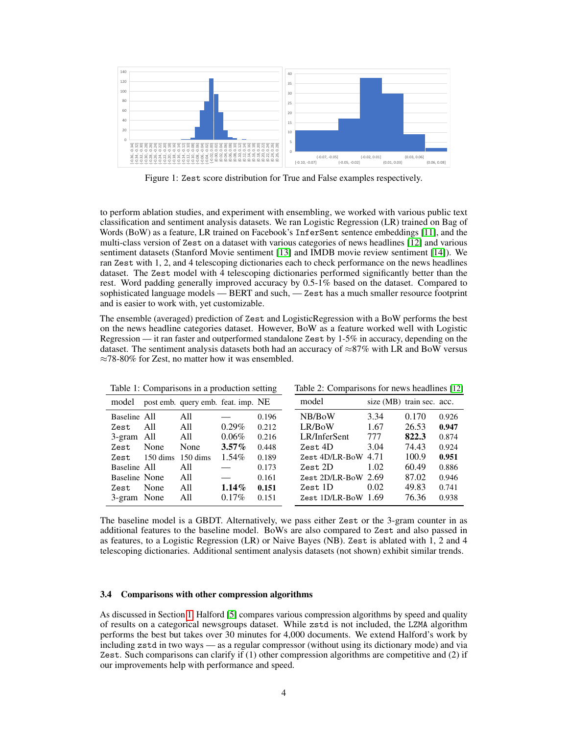140
120
100
80
60
40
20
0

[-0.36, -0.34] [-0.34, -0.32] [-0.32, -0.30] [-0.30, -0.28] [-0.28, -0.26] [-0.26, -0.24] [-0.24, -0.22] [-0.22, -0.20] [-0.20, -0.18] [-0.18, -0.16] [-0.16, -0.14] [-0.14, -0.12] [-0.12, -0.10] [-0.10, -0.08] [-0.08, -0.06] [-0.06, -0.04] [-0.04, -0.02] [-0.02, 0.00] [0.00, 0.02] [0.02, 0.04] [0.04, 0.06] [0.06, 0.08] [0.08, 0.10] [0.10, 0.12] [0.12, 0.14] [0.14, 0.16] [0.16, 0.18] [0.18, 0.20] [0.20, 0.22] [0.22, 0.24] [0.24, 0.26] [0.26, 0.28]

40
35
30
25
20
15
10
5
0

[-0.10, -0.07] (-0.07, -0.05] (-0.05, -0.02] (-0.02, 0.01] (0.01, 0.03] (0.03, 0.06] (0.06, 0.08]

Figure 1: Zest score distribution for True and False examples respectively.

to perform ablation studies, and experiment with ensembling, we worked with various public text classification and sentiment analysis datasets. We ran Logistic Regression (LR) trained on Bag of Words (BoW) as a feature, LR trained on Facebook's InferSent sentence embeddings [11], and the multi-class version of Zest on a dataset with various categories of news headlines [12] and various sentiment datasets (Stanford Movie sentiment [13] and IMDB movie review sentiment [14]). We ran Zest with 1, 2, and 4 telescoping dictionaries each to check performance on the news headlines dataset. The Zest model with 4 telescoping dictionaries performed significantly better than the rest. Word padding generally improved accuracy by 0.5-1% based on the dataset. Compared to sophisticated language models — BERT and such, — Zest has a much smaller resource footprint and is easier to work with, yet customizable.

The ensemble (averaged) prediction of Zest and LogisticRegression with a BoW performs the best on the news headline categories dataset. However, BoW as a feature worked well with Logistic Regression — it ran faster and outperformed standalone Zest by 1-5% in accuracy, depending on the dataset. The sentiment analysis datasets both had an accuracy of ≈87% with LR and BoW versus ≈78-80% for Zest, no matter how it was ensembled.

Table 1: Comparisons in a production setting

| model | post emb. | query emb. | feat. imp. | NE |
|---|---|---|---|---|
| Baseline | All | All | — | 0.196 |
| Zest | All | All | 0.29% | 0.212 |
| 3-gram | All | All | 0.06% | 0.216 |
| Zest | None | None | **3.57%** | 0.448 |
| Zest | 150 dims | 150 dims | 1.54% | 0.189 |
| Baseline | All | All | — | 0.173 |
| Baseline | None | All | — | 0.161 |
| Zest | None | All | **1.14%** | **0.151** |
| 3-gram | None | All | 0.17% | 0.151 |

Table 2: Comparisons for news headlines [12]

| model | size (MB) | train sec. | acc. |
|---|---|---|---|
| NB/BoW | 3.34 | 0.170 | 0.926 |
| LR/BoW | 1.67 | 26.53 | **0.947** |
| LR/InferSent | 777 | **822.3** | 0.874 |
| Zest 4D | 3.04 | 74.43 | 0.924 |
| Zest 4D/LR-BoW | 4.71 | 100.9 | **0.951** |
| Zest 2D | 1.02 | 60.49 | 0.886 |
| Zest 2D/LR-BoW | 2.69 | 87.02 | 0.946 |
| Zest 1D | 0.02 | 49.83 | 0.741 |
| Zest 1D/LR-BoW | 1.69 | 76.36 | 0.938 |

The baseline model is a GBDT. Alternatively, we pass either Zest or the 3-gram counter in as additional features to the baseline model. BoWs are also compared to Zest and also passed in as features, to a Logistic Regression (LR) or Naive Bayes (NB). Zest is ablated with 1, 2 and 4 telescoping dictionaries. Additional sentiment analysis datasets (not shown) exhibit similar trends.

### 3.4 Comparisons with other compression algorithms

As discussed in Section 1, Halford [5] compares various compression algorithms by speed and quality of results on a categorical newsgroups dataset. While zstd is not included, the LZMA algorithm performs the best but takes over 30 minutes for 4,000 documents. We extend Halford's work by including zstd in two ways — as a regular compressor (without using its dictionary mode) and via Zest. Such comparisons can clarify if (1) other compression algorithms are competitive and (2) if our improvements help with performance and speed.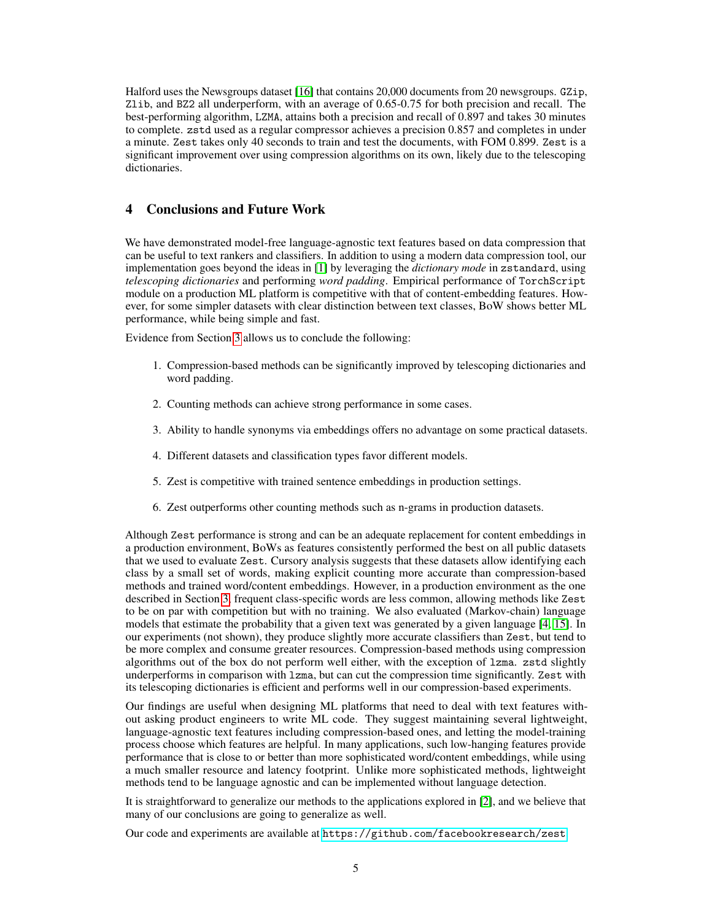Halford uses the Newsgroups dataset [16] that contains 20,000 documents from 20 newsgroups. `GZip`, `Zlib`, and `BZ2` all underperform, with an average of 0.65-0.75 for both precision and recall. The best-performing algorithm, `LZMA`, attains both a precision and recall of 0.897 and takes 30 minutes to complete. `zstd` used as a regular compressor achieves a precision 0.857 and completes in under a minute. `Zest` takes only 40 seconds to train and test the documents, with FOM 0.899. `Zest` is a significant improvement over using compression algorithms on its own, likely due to the telescoping dictionaries.

## 4 Conclusions and Future Work

We have demonstrated model-free language-agnostic text features based on data compression that can be useful to text rankers and classifiers. In addition to using a modern data compression tool, our implementation goes beyond the ideas in [1] by leveraging the *dictionary mode* in `zstandard`, using *telescoping dictionaries* and performing *word padding*. Empirical performance of `TorchScript` module on a production ML platform is competitive with that of content-embedding features. However, for some simpler datasets with clear distinction between text classes, BoW shows better ML performance, while being simple and fast.

Evidence from Section 3 allows us to conclude the following:

1. Compression-based methods can be significantly improved by telescoping dictionaries and word padding.
2. Counting methods can achieve strong performance in some cases.
3. Ability to handle synonyms via embeddings offers no advantage on some practical datasets.
4. Different datasets and classification types favor different models.
5. Zest is competitive with trained sentence embeddings in production settings.
6. Zest outperforms other counting methods such as n-grams in production datasets.

Although `Zest` performance is strong and can be an adequate replacement for content embeddings in a production environment, BoWs as features consistently performed the best on all public datasets that we used to evaluate `Zest`. Cursory analysis suggests that these datasets allow identifying each class by a small set of words, making explicit counting more accurate than compression-based methods and trained word/content embeddings. However, in a production environment as the one described in Section 3, frequent class-specific words are less common, allowing methods like `Zest` to be on par with competition but with no training. We also evaluated (Markov-chain) language models that estimate the probability that a given text was generated by a given language [4, 15]. In our experiments (not shown), they produce slightly more accurate classifiers than `Zest`, but tend to be more complex and consume greater resources. Compression-based methods using compression algorithms out of the box do not perform well either, with the exception of `lzma`. `zstd` slightly underperforms in comparison with `lzma`, but can cut the compression time significantly. `Zest` with its telescoping dictionaries is efficient and performs well in our compression-based experiments.

Our findings are useful when designing ML platforms that need to deal with text features without asking product engineers to write ML code. They suggest maintaining several lightweight, language-agnostic text features including compression-based ones, and letting the model-training process choose which features are helpful. In many applications, such low-hanging features provide performance that is close to or better than more sophisticated word/content embeddings, while using a much smaller resource and latency footprint. Unlike more sophisticated methods, lightweight methods tend to be language agnostic and can be implemented without language detection.

It is straightforward to generalize our methods to the applications explored in [2], and we believe that many of our conclusions are going to generalize as well.

Our code and experiments are available at https://github.com/facebookresearch/zest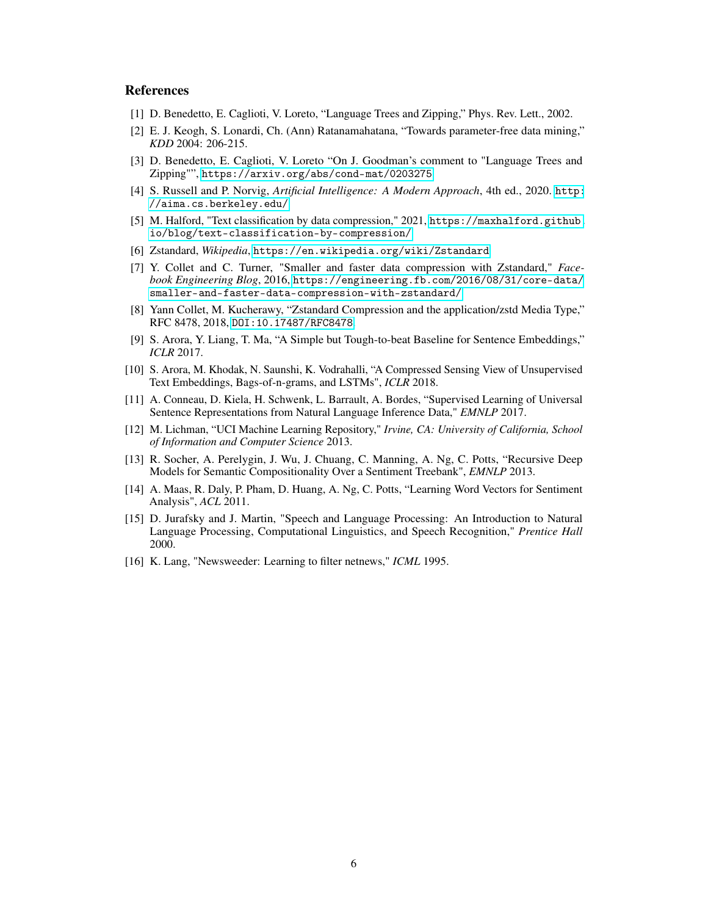## References

[1] D. Benedetto, E. Caglioti, V. Loreto, “Language Trees and Zipping,” Phys. Rev. Lett., 2002.

[2] E. J. Keogh, S. Lonardi, Ch. (Ann) Ratanamahatana, “Towards parameter-free data mining,” *KDD* 2004: 206-215.

[3] D. Benedetto, E. Caglioti, V. Loreto “On J. Goodman’s comment to "Language Trees and Zipping"”, https://arxiv.org/abs/cond-mat/0203275

[4] S. Russell and P. Norvig, *Artificial Intelligence: A Modern Approach*, 4th ed., 2020. http://aima.cs.berkeley.edu/

[5] M. Halford, "Text classification by data compression," 2021, https://maxhalford.github.io/blog/text-classification-by-compression/

[6] Zstandard, *Wikipedia*, https://en.wikipedia.org/wiki/Zstandard

[7] Y. Collet and C. Turner, "Smaller and faster data compression with Zstandard," *Facebook Engineering Blog*, 2016, https://engineering.fb.com/2016/08/31/core-data/smaller-and-faster-data-compression-with-zstandard/

[8] Yann Collet, M. Kucherawy, “Zstandard Compression and the application/zstd Media Type,” RFC 8478, 2018, DOI:10.17487/RFC8478

[9] S. Arora, Y. Liang, T. Ma, “A Simple but Tough-to-beat Baseline for Sentence Embeddings,” *ICLR* 2017.

[10] S. Arora, M. Khodak, N. Saunshi, K. Vodrahalli, “A Compressed Sensing View of Unsupervised Text Embeddings, Bags-of-n-grams, and LSTMs", *ICLR* 2018.

[11] A. Conneau, D. Kiela, H. Schwenk, L. Barrault, A. Bordes, “Supervised Learning of Universal Sentence Representations from Natural Language Inference Data," *EMNLP* 2017.

[12] M. Lichman, “UCI Machine Learning Repository," *Irvine, CA: University of California, School of Information and Computer Science* 2013.

[13] R. Socher, A. Perelygin, J. Wu, J. Chuang, C. Manning, A. Ng, C. Potts, “Recursive Deep Models for Semantic Compositionality Over a Sentiment Treebank", *EMNLP* 2013.

[14] A. Maas, R. Daly, P. Pham, D. Huang, A. Ng, C. Potts, “Learning Word Vectors for Sentiment Analysis", *ACL* 2011.

[15] D. Jurafsky and J. Martin, "Speech and Language Processing: An Introduction to Natural Language Processing, Computational Linguistics, and Speech Recognition," *Prentice Hall* 2000.

[16] K. Lang, "Newsweeder: Learning to filter netnews," *ICML* 1995.